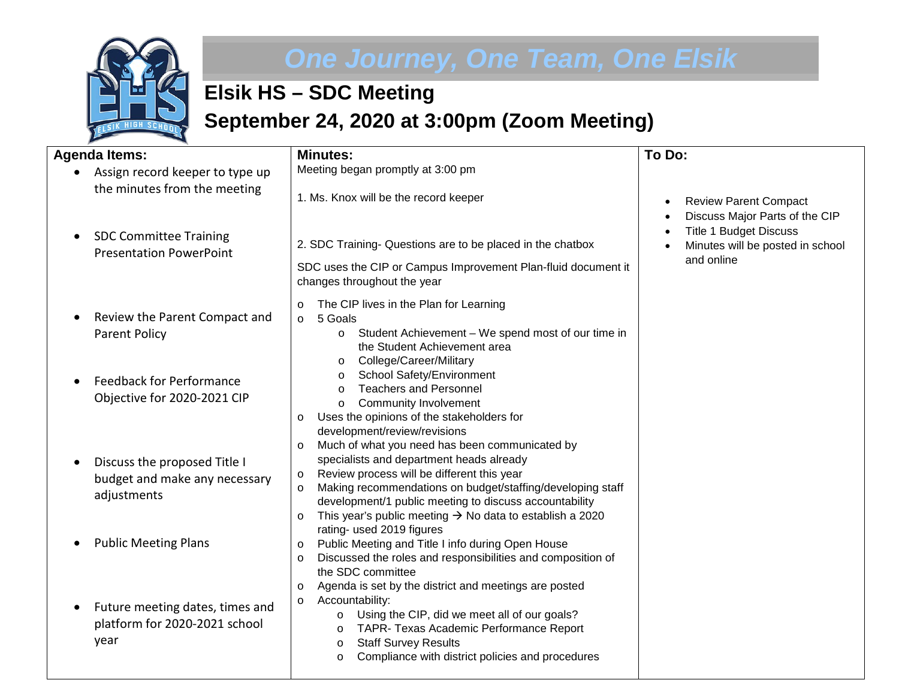# One Journey, One Team, One Elsik

## Elsik HS – SDC Meeting

## September 24, 2020 at 3:00pm (Zoom Meeting)

| Agenda Items: | Minutes: | To Do: |
|---|---|---|
| • Assign record keeper to type up the minutes from the meeting<br><br>• SDC Committee Training Presentation PowerPoint<br><br>• Review the Parent Compact and Parent Policy<br><br>• Feedback for Performance Objective for 2020-2021 CIP<br><br>• Discuss the proposed Title I budget and make any necessary adjustments<br><br>• Public Meeting Plans<br><br>• Future meeting dates, times and platform for 2020-2021 school year | Meeting began promptly at 3:00 pm<br><br>1. Ms. Knox will be the record keeper<br><br>2. SDC Training- Questions are to be placed in the chatbox<br><br>SDC uses the CIP or Campus Improvement Plan-fluid document it changes throughout the year<br><br>o The CIP lives in the Plan for Learning<br>o 5 Goals<br>&nbsp;&nbsp;&nbsp;&nbsp;o Student Achievement – We spend most of our time in the Student Achievement area<br>&nbsp;&nbsp;&nbsp;&nbsp;o College/Career/Military<br>&nbsp;&nbsp;&nbsp;&nbsp;o School Safety/Environment<br>&nbsp;&nbsp;&nbsp;&nbsp;o Teachers and Personnel<br>&nbsp;&nbsp;&nbsp;&nbsp;o Community Involvement<br>o Uses the opinions of the stakeholders for development/review/revisions<br>o Much of what you need has been communicated by specialists and department heads already<br>o Review process will be different this year<br>o Making recommendations on budget/staffing/developing staff development/1 public meeting to discuss accountability<br>o This year's public meeting → No data to establish a 2020 rating- used 2019 figures<br>o Public Meeting and Title I info during Open House<br>o Discussed the roles and responsibilities and composition of the SDC committee<br>o Agenda is set by the district and meetings are posted<br>o Accountability:<br>&nbsp;&nbsp;&nbsp;&nbsp;o Using the CIP, did we meet all of our goals?<br>&nbsp;&nbsp;&nbsp;&nbsp;o TAPR- Texas Academic Performance Report<br>&nbsp;&nbsp;&nbsp;&nbsp;o Staff Survey Results<br>&nbsp;&nbsp;&nbsp;&nbsp;o Compliance with district policies and procedures | • Review Parent Compact<br>• Discuss Major Parts of the CIP<br>• Title 1 Budget Discuss<br>• Minutes will be posted in school and online |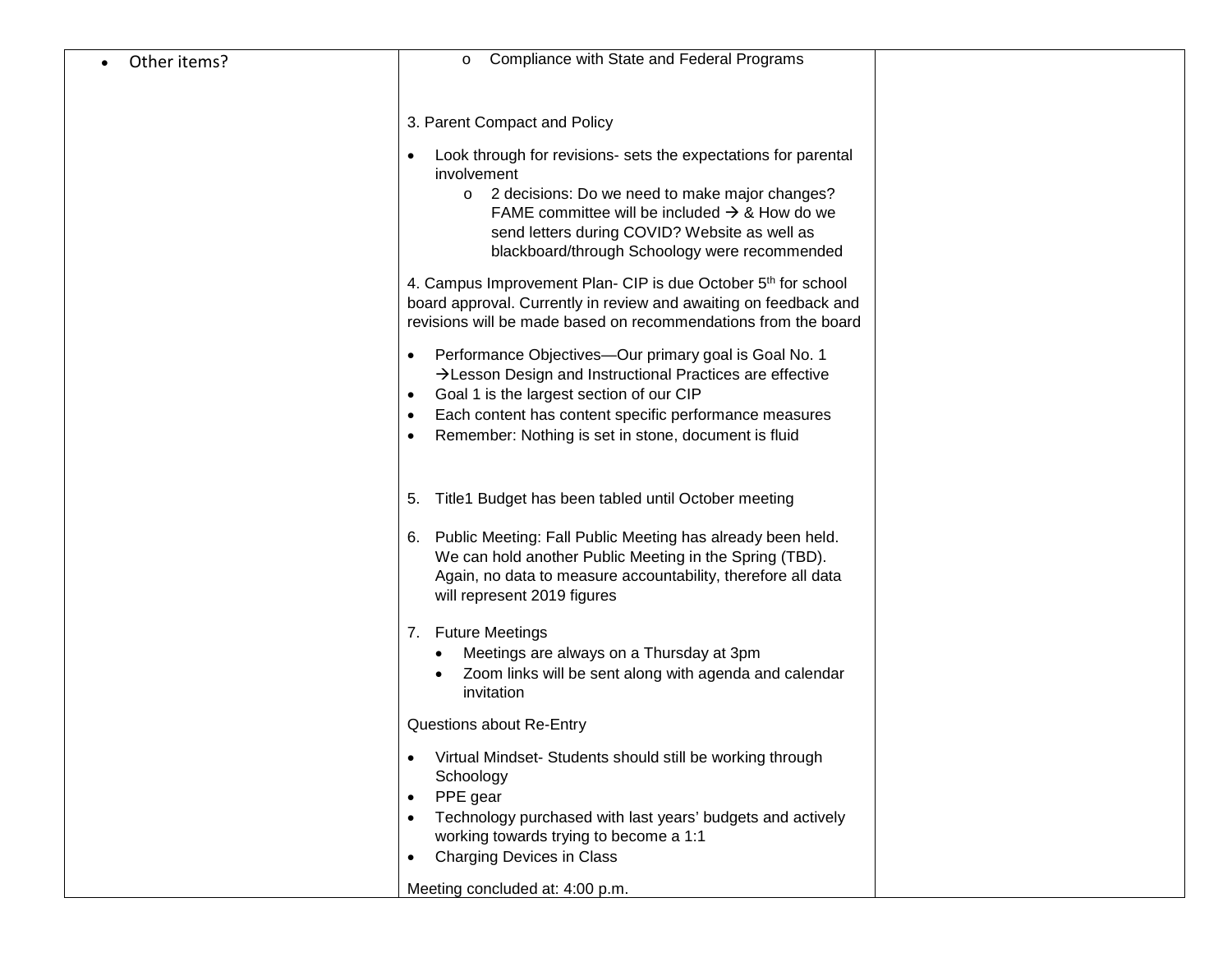| | | |
|---|---|---|
| • Other items? | o Compliance with State and Federal Programs<br><br>3. Parent Compact and Policy<br><br>• Look through for revisions- sets the expectations for parental involvement<br>  o 2 decisions: Do we need to make major changes? FAME committee will be included → & How do we send letters during COVID? Website as well as blackboard/through Schoology were recommended<br><br>4. Campus Improvement Plan- CIP is due October 5th for school board approval. Currently in review and awaiting on feedback and revisions will be made based on recommendations from the board<br><br>• Performance Objectives—Our primary goal is Goal No. 1 →Lesson Design and Instructional Practices are effective<br>• Goal 1 is the largest section of our CIP<br>• Each content has content specific performance measures<br>• Remember: Nothing is set in stone, document is fluid<br><br>5. Title1 Budget has been tabled until October meeting<br><br>6. Public Meeting: Fall Public Meeting has already been held. We can hold another Public Meeting in the Spring (TBD). Again, no data to measure accountability, therefore all data will represent 2019 figures<br><br>7. Future Meetings<br>  • Meetings are always on a Thursday at 3pm<br>  • Zoom links will be sent along with agenda and calendar invitation<br><br>Questions about Re-Entry<br><br>• Virtual Mindset- Students should still be working through Schoology<br>• PPE gear<br>• Technology purchased with last years' budgets and actively working towards trying to become a 1:1<br>• Charging Devices in Class<br><br>Meeting concluded at: 4:00 p.m. | |